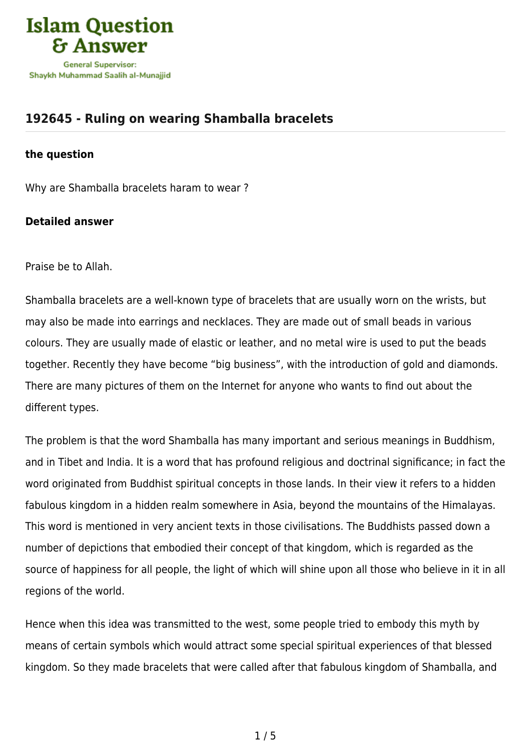## 192645 - Ruling on wearing Shamballa bracelets

**the question**

Why are Shamballa bracelets haram to wear ?

**Detailed answer**

Praise be to Allah.

Shamballa bracelets are a well-known type of bracelets that are usually worn on the wrists, but may also be made into earrings and necklaces. They are made out of small beads in various colours. They are usually made of elastic or leather, and no metal wire is used to put the beads together. Recently they have become "big business", with the introduction of gold and diamonds. There are many pictures of them on the Internet for anyone who wants to find out about the different types.

The problem is that the word Shamballa has many important and serious meanings in Buddhism, and in Tibet and India. It is a word that has profound religious and doctrinal significance; in fact the word originated from Buddhist spiritual concepts in those lands. In their view it refers to a hidden fabulous kingdom in a hidden realm somewhere in Asia, beyond the mountains of the Himalayas. This word is mentioned in very ancient texts in those civilisations. The Buddhists passed down a number of depictions that embodied their concept of that kingdom, which is regarded as the source of happiness for all people, the light of which will shine upon all those who believe in it in all regions of the world.

Hence when this idea was transmitted to the west, some people tried to embody this myth by means of certain symbols which would attract some special spiritual experiences of that blessed kingdom. So they made bracelets that were called after that fabulous kingdom of Shamballa, and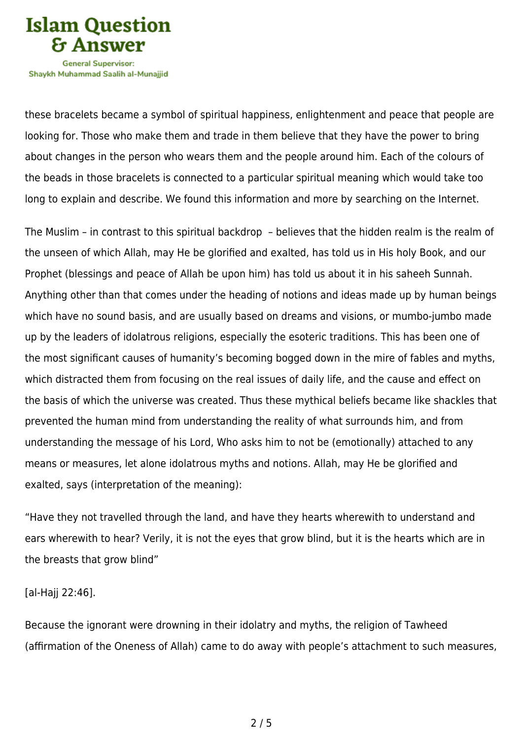these bracelets became a symbol of spiritual happiness, enlightenment and peace that people are looking for. Those who make them and trade in them believe that they have the power to bring about changes in the person who wears them and the people around him. Each of the colours of the beads in those bracelets is connected to a particular spiritual meaning which would take too long to explain and describe. We found this information and more by searching on the Internet.

The Muslim – in contrast to this spiritual backdrop – believes that the hidden realm is the realm of the unseen of which Allah, may He be glorified and exalted, has told us in His holy Book, and our Prophet (blessings and peace of Allah be upon him) has told us about it in his saheeh Sunnah. Anything other than that comes under the heading of notions and ideas made up by human beings which have no sound basis, and are usually based on dreams and visions, or mumbo-jumbo made up by the leaders of idolatrous religions, especially the esoteric traditions. This has been one of the most significant causes of humanity's becoming bogged down in the mire of fables and myths, which distracted them from focusing on the real issues of daily life, and the cause and effect on the basis of which the universe was created. Thus these mythical beliefs became like shackles that prevented the human mind from understanding the reality of what surrounds him, and from understanding the message of his Lord, Who asks him to not be (emotionally) attached to any means or measures, let alone idolatrous myths and notions. Allah, may He be glorified and exalted, says (interpretation of the meaning):

"Have they not travelled through the land, and have they hearts wherewith to understand and ears wherewith to hear? Verily, it is not the eyes that grow blind, but it is the hearts which are in the breasts that grow blind"

[al-Hajj 22:46].

Because the ignorant were drowning in their idolatry and myths, the religion of Tawheed (affirmation of the Oneness of Allah) came to do away with people's attachment to such measures,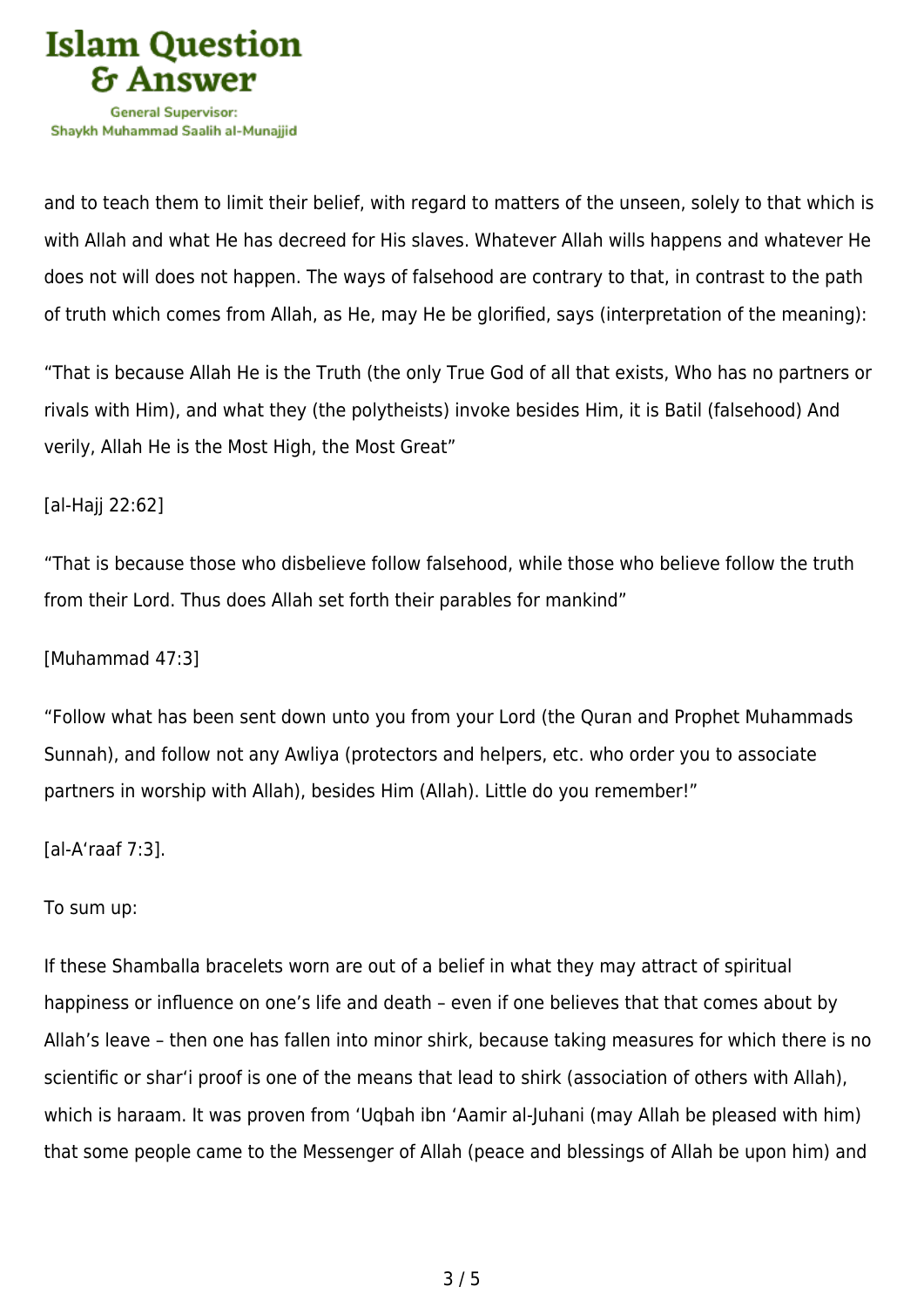and to teach them to limit their belief, with regard to matters of the unseen, solely to that which is with Allah and what He has decreed for His slaves. Whatever Allah wills happens and whatever He does not will does not happen. The ways of falsehood are contrary to that, in contrast to the path of truth which comes from Allah, as He, may He be glorified, says (interpretation of the meaning):

"That is because Allah He is the Truth (the only True God of all that exists, Who has no partners or rivals with Him), and what they (the polytheists) invoke besides Him, it is Batil (falsehood) And verily, Allah He is the Most High, the Most Great"

[al-Hajj 22:62]

"That is because those who disbelieve follow falsehood, while those who believe follow the truth from their Lord. Thus does Allah set forth their parables for mankind"

[Muhammad 47:3]

"Follow what has been sent down unto you from your Lord (the Quran and Prophet Muhammads Sunnah), and follow not any Awliya (protectors and helpers, etc. who order you to associate partners in worship with Allah), besides Him (Allah). Little do you remember!"

[al-A'raaf 7:3].

To sum up:

If these Shamballa bracelets worn are out of a belief in what they may attract of spiritual happiness or influence on one's life and death – even if one believes that that comes about by Allah's leave – then one has fallen into minor shirk, because taking measures for which there is no scientific or shar'i proof is one of the means that lead to shirk (association of others with Allah), which is haraam. It was proven from 'Uqbah ibn 'Aamir al-Juhani (may Allah be pleased with him) that some people came to the Messenger of Allah (peace and blessings of Allah be upon him) and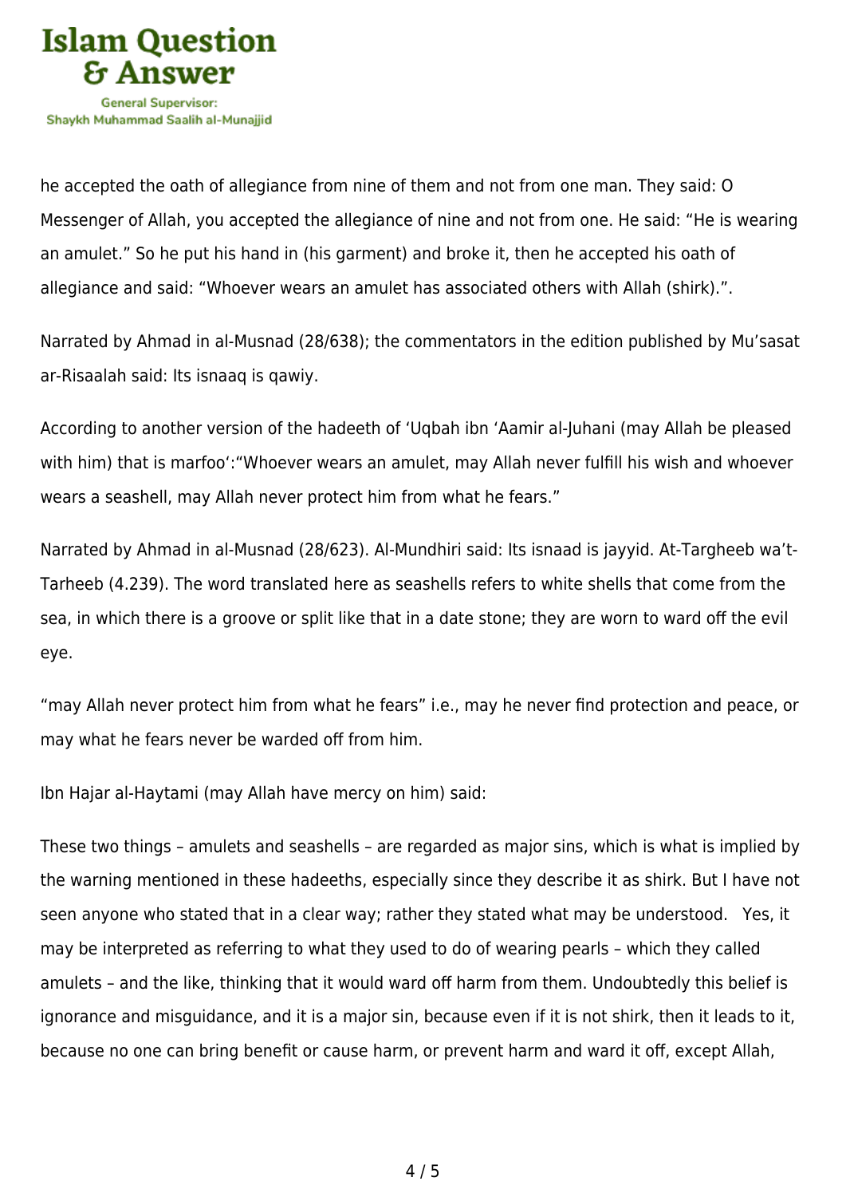he accepted the oath of allegiance from nine of them and not from one man. They said: O Messenger of Allah, you accepted the allegiance of nine and not from one. He said: "He is wearing an amulet." So he put his hand in (his garment) and broke it, then he accepted his oath of allegiance and said: "Whoever wears an amulet has associated others with Allah (shirk).".

Narrated by Ahmad in al-Musnad (28/638); the commentators in the edition published by Mu'sasat ar-Risaalah said: Its isnaaq is qawiy.

According to another version of the hadeeth of 'Uqbah ibn 'Aamir al-Juhani (may Allah be pleased with him) that is marfoo':"Whoever wears an amulet, may Allah never fulfill his wish and whoever wears a seashell, may Allah never protect him from what he fears."

Narrated by Ahmad in al-Musnad (28/623). Al-Mundhiri said: Its isnaad is jayyid. At-Targheeb wa't-Tarheeb (4.239). The word translated here as seashells refers to white shells that come from the sea, in which there is a groove or split like that in a date stone; they are worn to ward off the evil eye.

"may Allah never protect him from what he fears" i.e., may he never find protection and peace, or may what he fears never be warded off from him.

Ibn Hajar al-Haytami (may Allah have mercy on him) said:

These two things – amulets and seashells – are regarded as major sins, which is what is implied by the warning mentioned in these hadeeths, especially since they describe it as shirk. But I have not seen anyone who stated that in a clear way; rather they stated what may be understood. Yes, it may be interpreted as referring to what they used to do of wearing pearls – which they called amulets – and the like, thinking that it would ward off harm from them. Undoubtedly this belief is ignorance and misguidance, and it is a major sin, because even if it is not shirk, then it leads to it, because no one can bring benefit or cause harm, or prevent harm and ward it off, except Allah,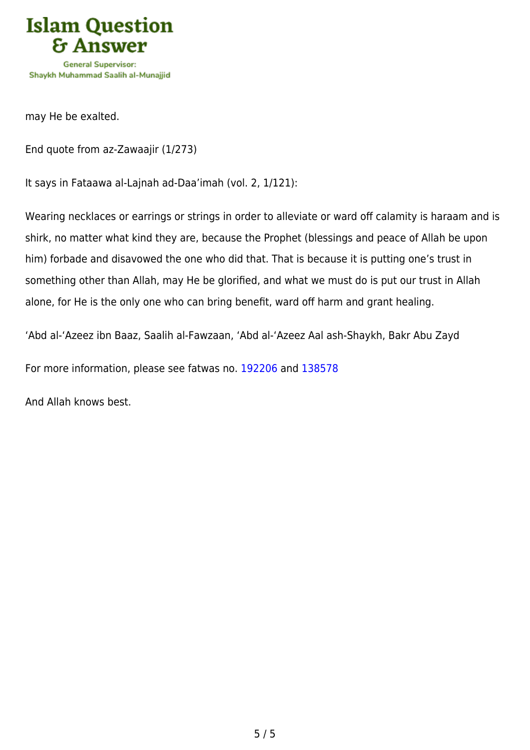may He be exalted.

End quote from az-Zawaajir (1/273)

It says in Fataawa al-Lajnah ad-Daa'imah (vol. 2, 1/121):

Wearing necklaces or earrings or strings in order to alleviate or ward off calamity is haraam and is shirk, no matter what kind they are, because the Prophet (blessings and peace of Allah be upon him) forbade and disavowed the one who did that. That is because it is putting one's trust in something other than Allah, may He be glorified, and what we must do is put our trust in Allah alone, for He is the only one who can bring benefit, ward off harm and grant healing.

'Abd al-'Azeez ibn Baaz, Saalih al-Fawzaan, 'Abd al-'Azeez Aal ash-Shaykh, Bakr Abu Zayd

For more information, please see fatwas no. 192206 and 138578

And Allah knows best.